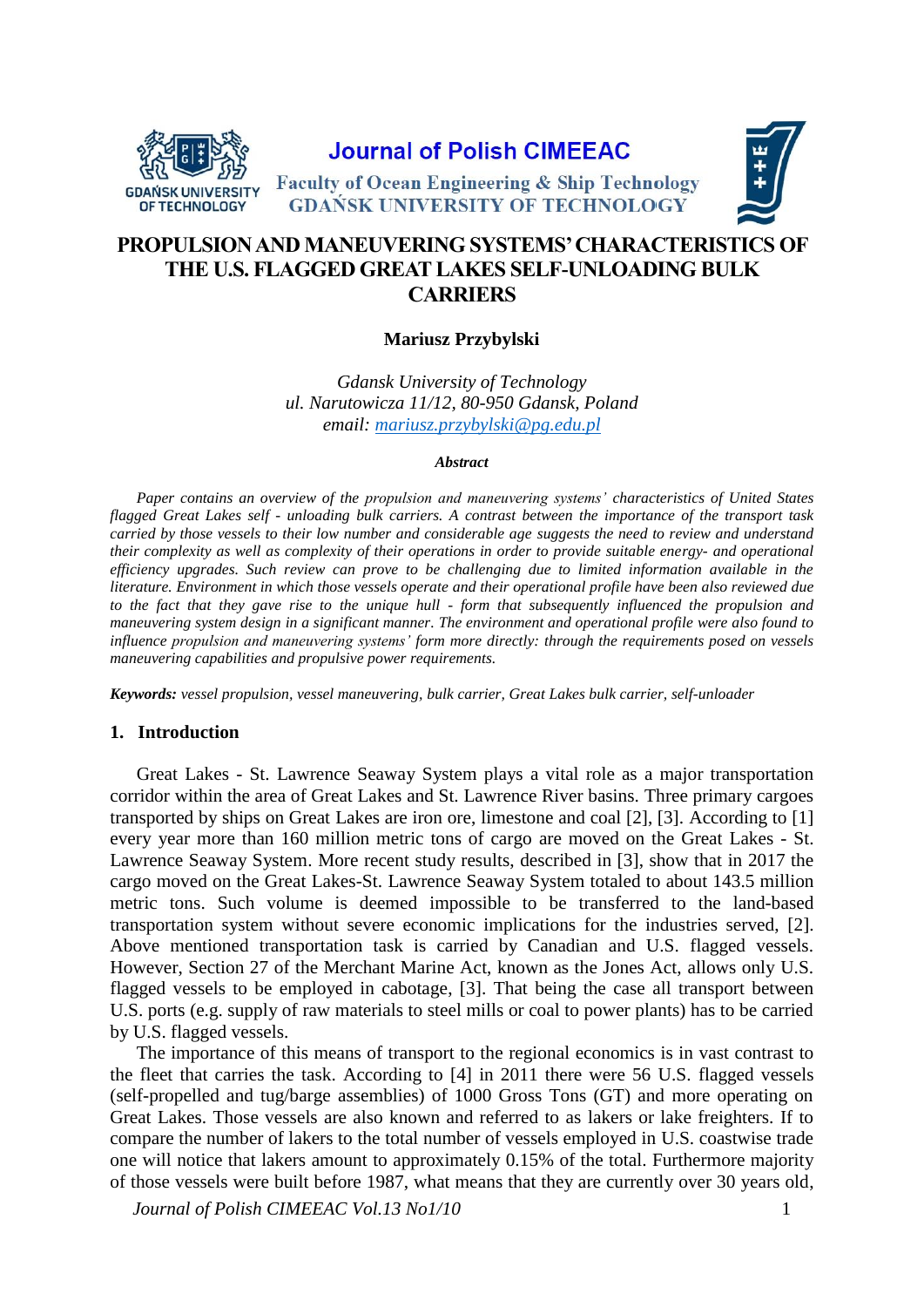# PROPULSION AND MANEUVERING SYSTEMS' CHARACTERISTICS OF THE U.S. FLAGGED GREAT LAKES SELF-UNLOADING BULK CARRIERS

**Mariusz Przybylski**

*Gdansk University of Technology*
*ul. Narutowicza 11/12, 80-950 Gdansk, Poland*
*email: mariusz.przybylski@pg.edu.pl*

***Abstract***

*Paper contains an overview of the propulsion and maneuvering systems' characteristics of United States flagged Great Lakes self - unloading bulk carriers. A contrast between the importance of the transport task carried by those vessels to their low number and considerable age suggests the need to review and understand their complexity as well as complexity of their operations in order to provide suitable energy- and operational efficiency upgrades. Such review can prove to be challenging due to limited information available in the literature. Environment in which those vessels operate and their operational profile have been also reviewed due to the fact that they gave rise to the unique hull - form that subsequently influenced the propulsion and maneuvering system design in a significant manner. The environment and operational profile were also found to influence propulsion and maneuvering systems' form more directly: through the requirements posed on vessels maneuvering capabilities and propulsive power requirements.*

***Keywords:*** *vessel propulsion, vessel maneuvering, bulk carrier, Great Lakes bulk carrier, self-unloader*

## 1. Introduction

Great Lakes - St. Lawrence Seaway System plays a vital role as a major transportation corridor within the area of Great Lakes and St. Lawrence River basins. Three primary cargoes transported by ships on Great Lakes are iron ore, limestone and coal [2], [3]. According to [1] every year more than 160 million metric tons of cargo are moved on the Great Lakes - St. Lawrence Seaway System. More recent study results, described in [3], show that in 2017 the cargo moved on the Great Lakes-St. Lawrence Seaway System totaled to about 143.5 million metric tons. Such volume is deemed impossible to be transferred to the land-based transportation system without severe economic implications for the industries served, [2]. Above mentioned transportation task is carried by Canadian and U.S. flagged vessels. However, Section 27 of the Merchant Marine Act, known as the Jones Act, allows only U.S. flagged vessels to be employed in cabotage, [3]. That being the case all transport between U.S. ports (e.g. supply of raw materials to steel mills or coal to power plants) has to be carried by U.S. flagged vessels.

The importance of this means of transport to the regional economics is in vast contrast to the fleet that carries the task. According to [4] in 2011 there were 56 U.S. flagged vessels (self-propelled and tug/barge assemblies) of 1000 Gross Tons (GT) and more operating on Great Lakes. Those vessels are also known and referred to as lakers or lake freighters. If to compare the number of lakers to the total number of vessels employed in U.S. coastwise trade one will notice that lakers amount to approximately 0.15% of the total. Furthermore majority of those vessels were built before 1987, what means that they are currently over 30 years old,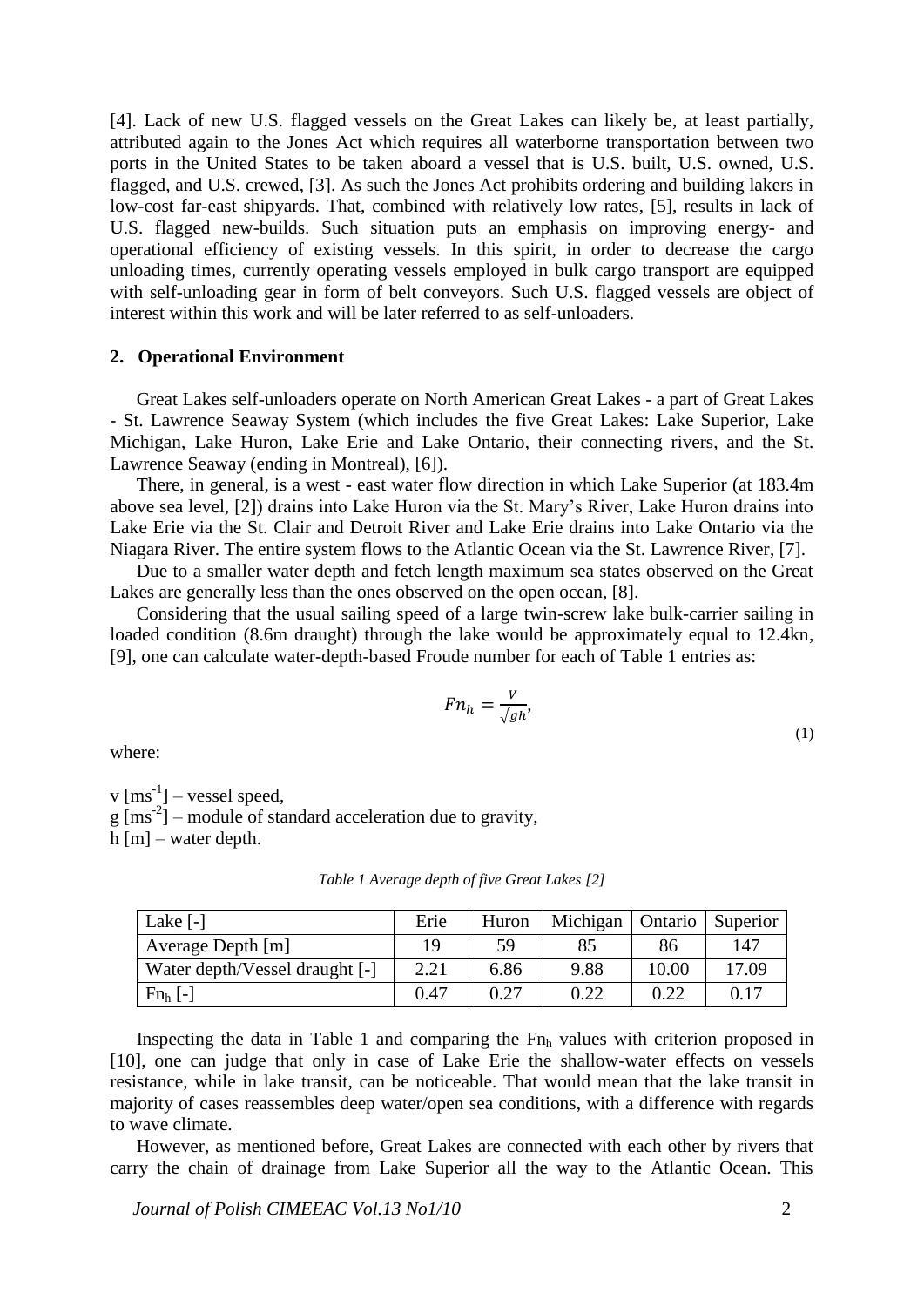[4]. Lack of new U.S. flagged vessels on the Great Lakes can likely be, at least partially, attributed again to the Jones Act which requires all waterborne transportation between two ports in the United States to be taken aboard a vessel that is U.S. built, U.S. owned, U.S. flagged, and U.S. crewed, [3]. As such the Jones Act prohibits ordering and building lakers in low-cost far-east shipyards. That, combined with relatively low rates, [5], results in lack of U.S. flagged new-builds. Such situation puts an emphasis on improving energy- and operational efficiency of existing vessels. In this spirit, in order to decrease the cargo unloading times, currently operating vessels employed in bulk cargo transport are equipped with self-unloading gear in form of belt conveyors. Such U.S. flagged vessels are object of interest within this work and will be later referred to as self-unloaders.

## 2. Operational Environment

Great Lakes self-unloaders operate on North American Great Lakes - a part of Great Lakes - St. Lawrence Seaway System (which includes the five Great Lakes: Lake Superior, Lake Michigan, Lake Huron, Lake Erie and Lake Ontario, their connecting rivers, and the St. Lawrence Seaway (ending in Montreal), [6]).

There, in general, is a west - east water flow direction in which Lake Superior (at 183.4m above sea level, [2]) drains into Lake Huron via the St. Mary's River, Lake Huron drains into Lake Erie via the St. Clair and Detroit River and Lake Erie drains into Lake Ontario via the Niagara River. The entire system flows to the Atlantic Ocean via the St. Lawrence River, [7].

Due to a smaller water depth and fetch length maximum sea states observed on the Great Lakes are generally less than the ones observed on the open ocean, [8].

Considering that the usual sailing speed of a large twin-screw lake bulk-carrier sailing in loaded condition (8.6m draught) through the lake would be approximately equal to 12.4kn, [9], one can calculate water-depth-based Froude number for each of Table 1 entries as:

$$Fn_h = \frac{v}{\sqrt{gh}}, \tag{1}$$

where:

$v$ [$ms^{-1}$] – vessel speed,
$g$ [$ms^{-2}$] – module of standard acceleration due to gravity,
$h$ [m] – water depth.

*Table 1 Average depth of five Great Lakes [2]*

| Lake [-] | Erie | Huron | Michigan | Ontario | Superior |
|---|---|---|---|---|---|
| Average Depth [m] | 19 | 59 | 85 | 86 | 147 |
| Water depth/Vessel draught [-] | 2.21 | 6.86 | 9.88 | 10.00 | 17.09 |
| $Fn_h$ [-] | 0.47 | 0.27 | 0.22 | 0.22 | 0.17 |

Inspecting the data in Table 1 and comparing the $Fn_h$ values with criterion proposed in [10], one can judge that only in case of Lake Erie the shallow-water effects on vessels resistance, while in lake transit, can be noticeable. That would mean that the lake transit in majority of cases reassembles deep water/open sea conditions, with a difference with regards to wave climate.

However, as mentioned before, Great Lakes are connected with each other by rivers that carry the chain of drainage from Lake Superior all the way to the Atlantic Ocean. This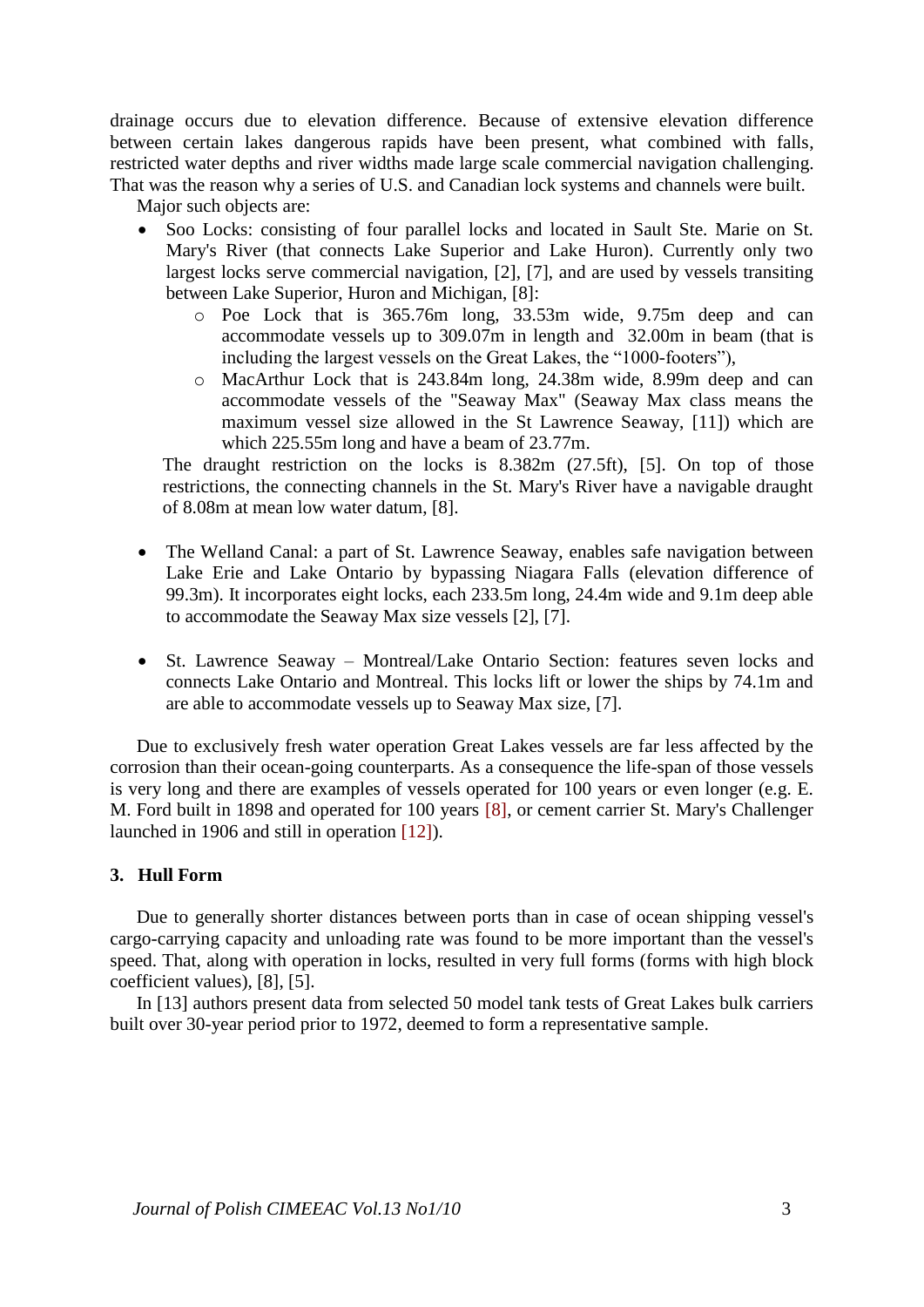drainage occurs due to elevation difference. Because of extensive elevation difference between certain lakes dangerous rapids have been present, what combined with falls, restricted water depths and river widths made large scale commercial navigation challenging. That was the reason why a series of U.S. and Canadian lock systems and channels were built.

Major such objects are:

- Soo Locks: consisting of four parallel locks and located in Sault Ste. Marie on St. Mary's River (that connects Lake Superior and Lake Huron). Currently only two largest locks serve commercial navigation, [2], [7], and are used by vessels transiting between Lake Superior, Huron and Michigan, [8]:
  - Poe Lock that is 365.76m long, 33.53m wide, 9.75m deep and can accommodate vessels up to 309.07m in length and 32.00m in beam (that is including the largest vessels on the Great Lakes, the "1000-footers"),
  - MacArthur Lock that is 243.84m long, 24.38m wide, 8.99m deep and can accommodate vessels of the "Seaway Max" (Seaway Max class means the maximum vessel size allowed in the St Lawrence Seaway, [11]) which are which 225.55m long and have a beam of 23.77m.

  The draught restriction on the locks is 8.382m (27.5ft), [5]. On top of those restrictions, the connecting channels in the St. Mary's River have a navigable draught of 8.08m at mean low water datum, [8].

- The Welland Canal: a part of St. Lawrence Seaway, enables safe navigation between Lake Erie and Lake Ontario by bypassing Niagara Falls (elevation difference of 99.3m). It incorporates eight locks, each 233.5m long, 24.4m wide and 9.1m deep able to accommodate the Seaway Max size vessels [2], [7].

- St. Lawrence Seaway – Montreal/Lake Ontario Section: features seven locks and connects Lake Ontario and Montreal. This locks lift or lower the ships by 74.1m and are able to accommodate vessels up to Seaway Max size, [7].

Due to exclusively fresh water operation Great Lakes vessels are far less affected by the corrosion than their ocean-going counterparts. As a consequence the life-span of those vessels is very long and there are examples of vessels operated for 100 years or even longer (e.g. E. M. Ford built in 1898 and operated for 100 years [8], or cement carrier St. Mary's Challenger launched in 1906 and still in operation [12]).

## 3. Hull Form

Due to generally shorter distances between ports than in case of ocean shipping vessel's cargo-carrying capacity and unloading rate was found to be more important than the vessel's speed. That, along with operation in locks, resulted in very full forms (forms with high block coefficient values), [8], [5].

In [13] authors present data from selected 50 model tank tests of Great Lakes bulk carriers built over 30-year period prior to 1972, deemed to form a representative sample.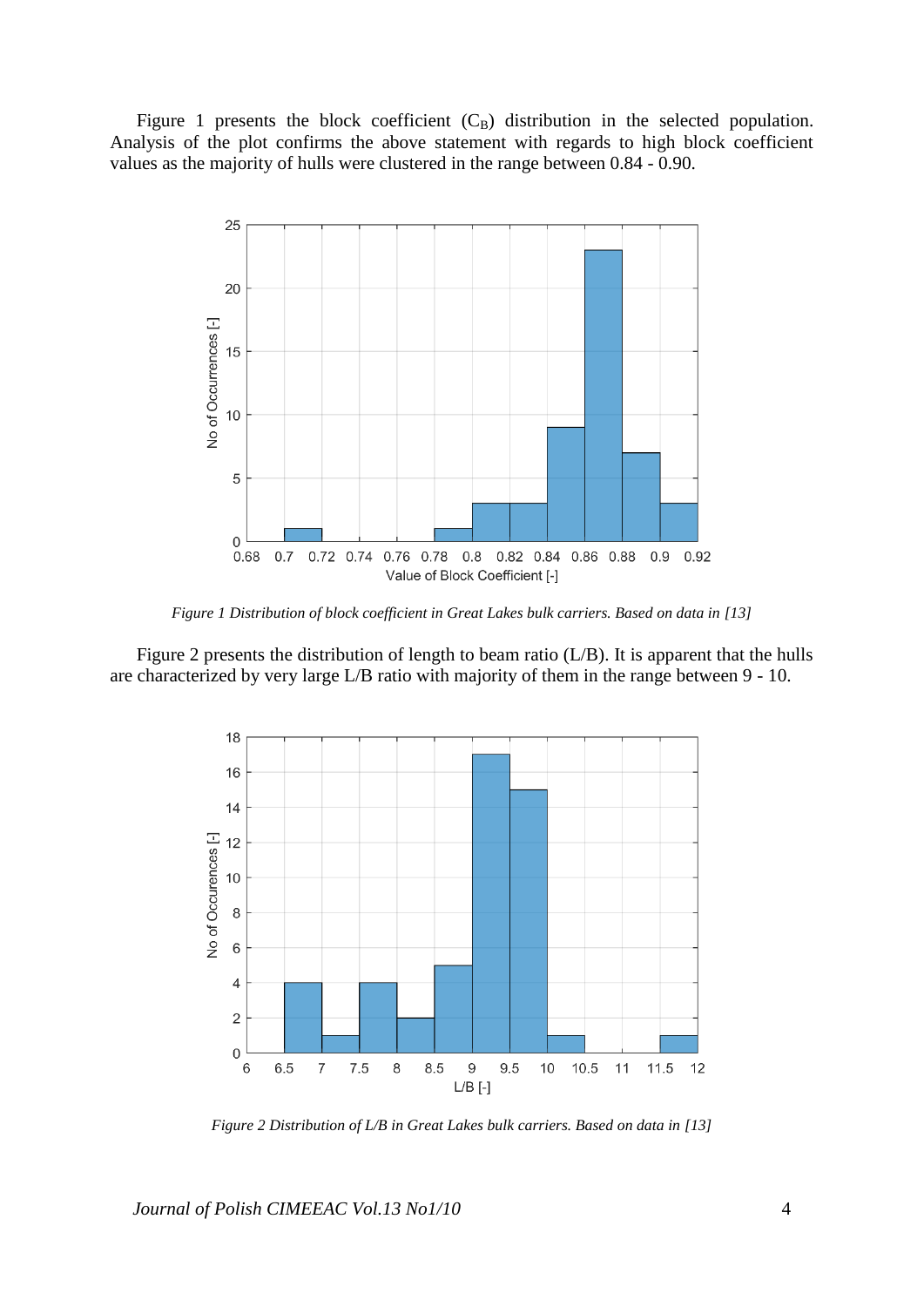Figure 1 presents the block coefficient ($C_B$) distribution in the selected population. Analysis of the plot confirms the above statement with regards to high block coefficient values as the majority of hulls were clustered in the range between 0.84 - 0.90.

*Figure 1 Distribution of block coefficient in Great Lakes bulk carriers. Based on data in [13]*

Figure 2 presents the distribution of length to beam ratio (L/B). It is apparent that the hulls are characterized by very large L/B ratio with majority of them in the range between 9 - 10.

*Figure 2 Distribution of L/B in Great Lakes bulk carriers. Based on data in [13]*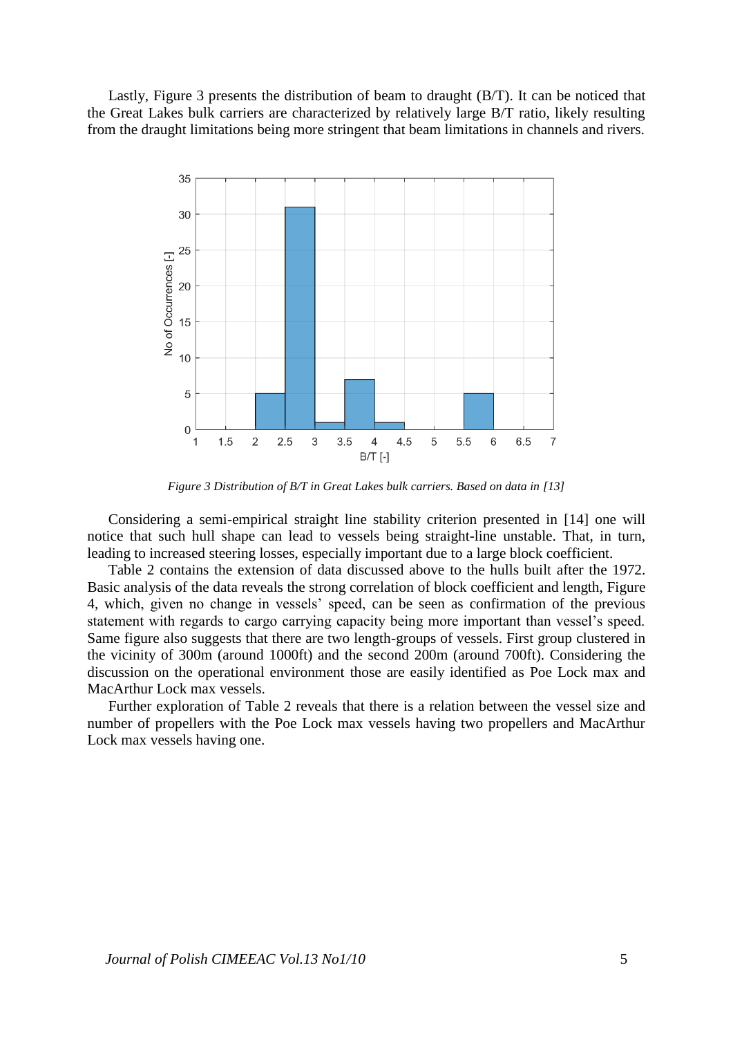Lastly, Figure 3 presents the distribution of beam to draught (B/T). It can be noticed that the Great Lakes bulk carriers are characterized by relatively large B/T ratio, likely resulting from the draught limitations being more stringent that beam limitations in channels and rivers.

*Figure 3 Distribution of B/T in Great Lakes bulk carriers. Based on data in [13]*

Considering a semi-empirical straight line stability criterion presented in [14] one will notice that such hull shape can lead to vessels being straight-line unstable. That, in turn, leading to increased steering losses, especially important due to a large block coefficient.

Table 2 contains the extension of data discussed above to the hulls built after the 1972. Basic analysis of the data reveals the strong correlation of block coefficient and length, Figure 4, which, given no change in vessels' speed, can be seen as confirmation of the previous statement with regards to cargo carrying capacity being more important than vessel's speed. Same figure also suggests that there are two length-groups of vessels. First group clustered in the vicinity of 300m (around 1000ft) and the second 200m (around 700ft). Considering the discussion on the operational environment those are easily identified as Poe Lock max and MacArthur Lock max vessels.

Further exploration of Table 2 reveals that there is a relation between the vessel size and number of propellers with the Poe Lock max vessels having two propellers and MacArthur Lock max vessels having one.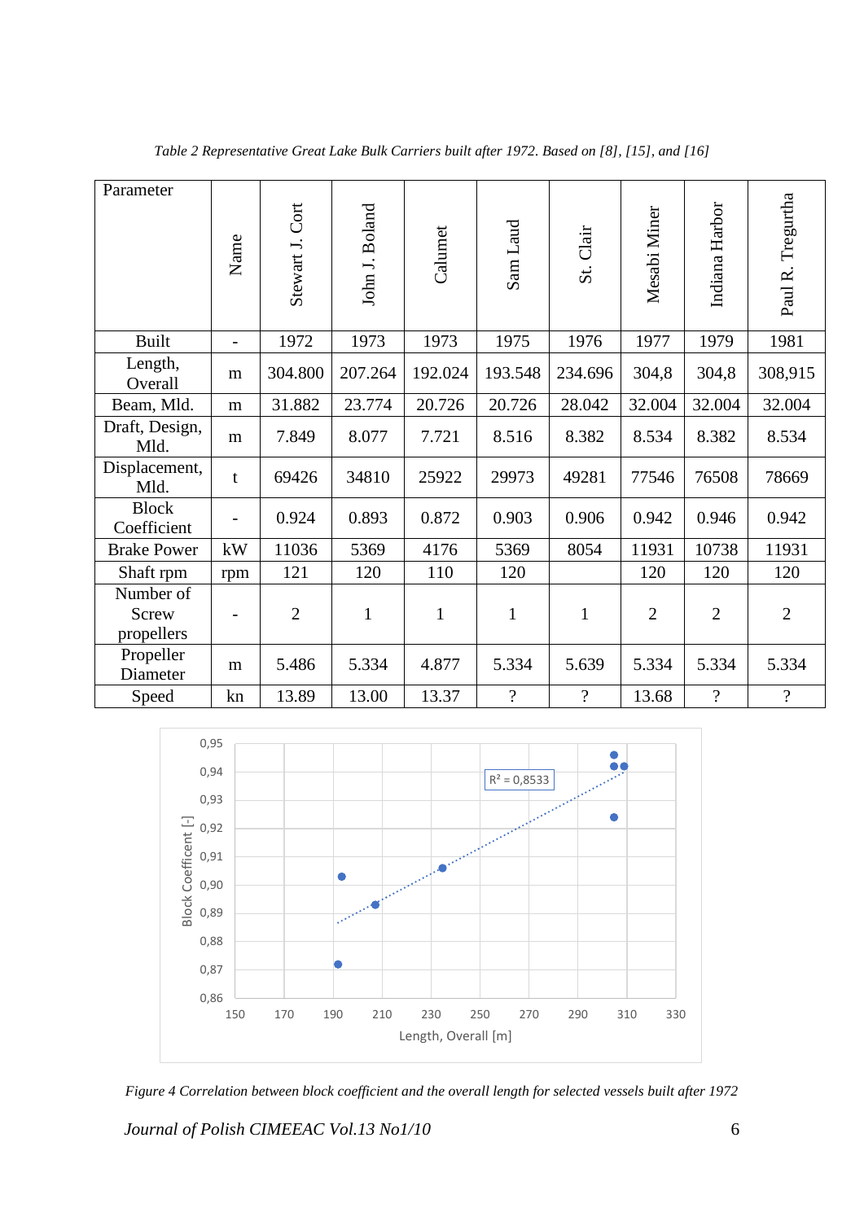*Table 2 Representative Great Lake Bulk Carriers built after 1972. Based on [8], [15], and [16]*

| Parameter | Name | Stewart J. Cort | John J. Boland | Calumet | Sam Laud | St. Clair | Mesabi Miner | Indiana Harbor | Paul R. Tregurtha |
|---|---|---|---|---|---|---|---|---|---|
| Built | - | 1972 | 1973 | 1973 | 1975 | 1976 | 1977 | 1979 | 1981 |
| Length, Overall | m | 304.800 | 207.264 | 192.024 | 193.548 | 234.696 | 304,8 | 304,8 | 308,915 |
| Beam, Mld. | m | 31.882 | 23.774 | 20.726 | 20.726 | 28.042 | 32.004 | 32.004 | 32.004 |
| Draft, Design, Mld. | m | 7.849 | 8.077 | 7.721 | 8.516 | 8.382 | 8.534 | 8.382 | 8.534 |
| Displacement, Mld. | t | 69426 | 34810 | 25922 | 29973 | 49281 | 77546 | 76508 | 78669 |
| Block Coefficient | - | 0.924 | 0.893 | 0.872 | 0.903 | 0.906 | 0.942 | 0.946 | 0.942 |
| Brake Power | kW | 11036 | 5369 | 4176 | 5369 | 8054 | 11931 | 10738 | 11931 |
| Shaft rpm | rpm | 121 | 120 | 110 | 120 | | 120 | 120 | 120 |
| Number of Screw propellers | - | 2 | 1 | 1 | 1 | 1 | 2 | 2 | 2 |
| Propeller Diameter | m | 5.486 | 5.334 | 4.877 | 5.334 | 5.639 | 5.334 | 5.334 | 5.334 |
| Speed | kn | 13.89 | 13.00 | 13.37 | ? | ? | 13.68 | ? | ? |

*Figure 4 Correlation between block coefficient and the overall length for selected vessels built after 1972*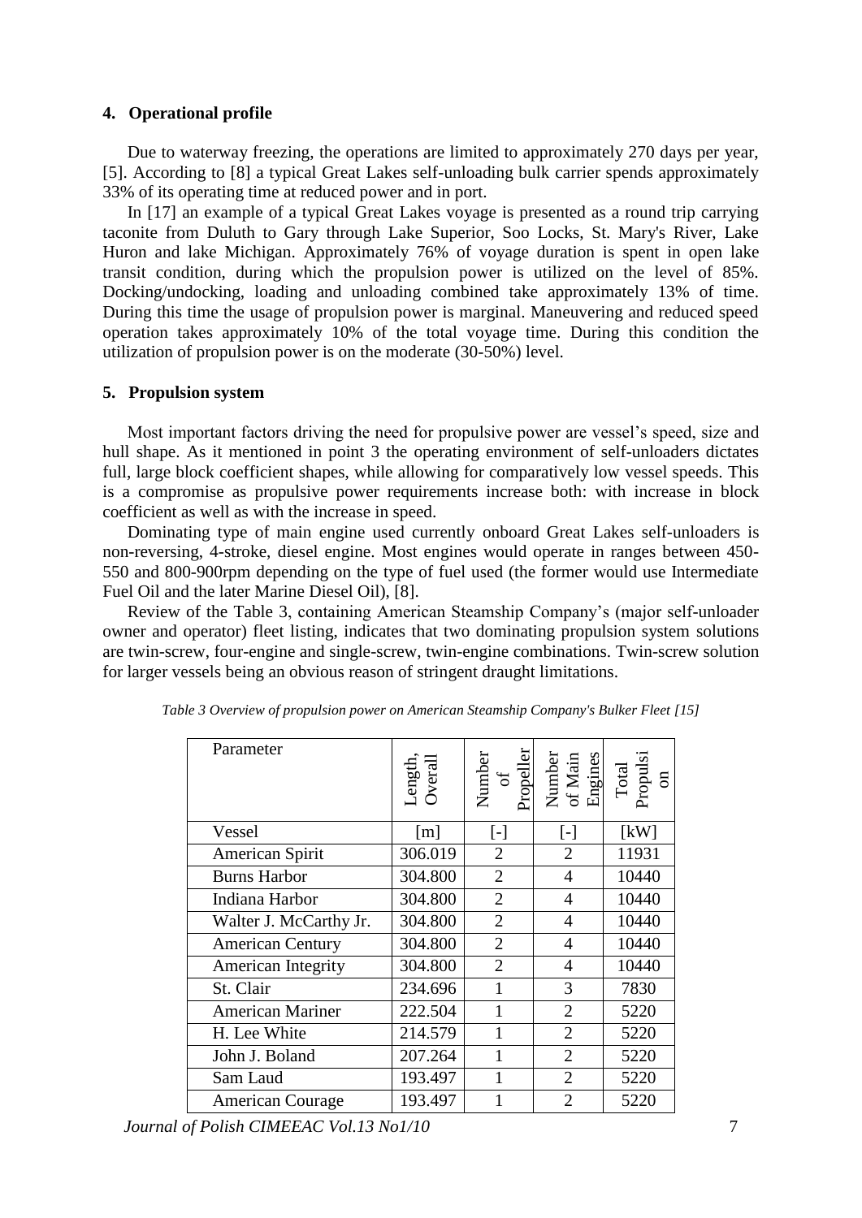## 4. Operational profile

Due to waterway freezing, the operations are limited to approximately 270 days per year, [5]. According to [8] a typical Great Lakes self-unloading bulk carrier spends approximately 33% of its operating time at reduced power and in port.

In [17] an example of a typical Great Lakes voyage is presented as a round trip carrying taconite from Duluth to Gary through Lake Superior, Soo Locks, St. Mary's River, Lake Huron and lake Michigan. Approximately 76% of voyage duration is spent in open lake transit condition, during which the propulsion power is utilized on the level of 85%. Docking/undocking, loading and unloading combined take approximately 13% of time. During this time the usage of propulsion power is marginal. Maneuvering and reduced speed operation takes approximately 10% of the total voyage time. During this condition the utilization of propulsion power is on the moderate (30-50%) level.

## 5. Propulsion system

Most important factors driving the need for propulsive power are vessel's speed, size and hull shape. As it mentioned in point 3 the operating environment of self-unloaders dictates full, large block coefficient shapes, while allowing for comparatively low vessel speeds. This is a compromise as propulsive power requirements increase both: with increase in block coefficient as well as with the increase in speed.

Dominating type of main engine used currently onboard Great Lakes self-unloaders is non-reversing, 4-stroke, diesel engine. Most engines would operate in ranges between 450-550 and 800-900rpm depending on the type of fuel used (the former would use Intermediate Fuel Oil and the later Marine Diesel Oil), [8].

Review of the Table 3, containing American Steamship Company's (major self-unloader owner and operator) fleet listing, indicates that two dominating propulsion system solutions are twin-screw, four-engine and single-screw, twin-engine combinations. Twin-screw solution for larger vessels being an obvious reason of stringent draught limitations.

*Table 3 Overview of propulsion power on American Steamship Company's Bulker Fleet [15]*

| Parameter | Length, Overall | Number of Propeller | Number of Main Engines | Total Propulsion |
|---|---|---|---|---|
| Vessel | [m] | [-] | [-] | [kW] |
| American Spirit | 306.019 | 2 | 2 | 11931 |
| Burns Harbor | 304.800 | 2 | 4 | 10440 |
| Indiana Harbor | 304.800 | 2 | 4 | 10440 |
| Walter J. McCarthy Jr. | 304.800 | 2 | 4 | 10440 |
| American Century | 304.800 | 2 | 4 | 10440 |
| American Integrity | 304.800 | 2 | 4 | 10440 |
| St. Clair | 234.696 | 1 | 3 | 7830 |
| American Mariner | 222.504 | 1 | 2 | 5220 |
| H. Lee White | 214.579 | 1 | 2 | 5220 |
| John J. Boland | 207.264 | 1 | 2 | 5220 |
| Sam Laud | 193.497 | 1 | 2 | 5220 |
| American Courage | 193.497 | 1 | 2 | 5220 |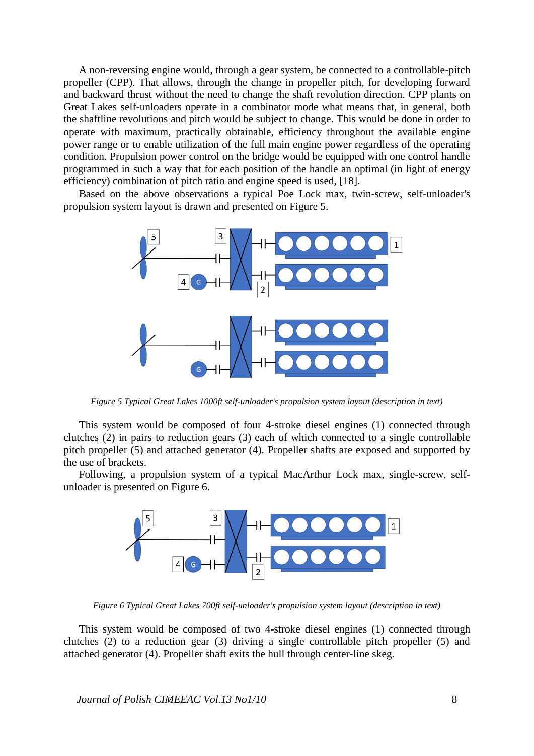A non-reversing engine would, through a gear system, be connected to a controllable-pitch propeller (CPP). That allows, through the change in propeller pitch, for developing forward and backward thrust without the need to change the shaft revolution direction. CPP plants on Great Lakes self-unloaders operate in a combinator mode what means that, in general, both the shaftline revolutions and pitch would be subject to change. This would be done in order to operate with maximum, practically obtainable, efficiency throughout the available engine power range or to enable utilization of the full main engine power regardless of the operating condition. Propulsion power control on the bridge would be equipped with one control handle programmed in such a way that for each position of the handle an optimal (in light of energy efficiency) combination of pitch ratio and engine speed is used, [18].

Based on the above observations a typical Poe Lock max, twin-screw, self-unloader's propulsion system layout is drawn and presented on Figure 5.

*Figure 5 Typical Great Lakes 1000ft self-unloader's propulsion system layout (description in text)*

This system would be composed of four 4-stroke diesel engines (1) connected through clutches (2) in pairs to reduction gears (3) each of which connected to a single controllable pitch propeller (5) and attached generator (4). Propeller shafts are exposed and supported by the use of brackets.

Following, a propulsion system of a typical MacArthur Lock max, single-screw, self-unloader is presented on Figure 6.

*Figure 6 Typical Great Lakes 700ft self-unloader's propulsion system layout (description in text)*

This system would be composed of two 4-stroke diesel engines (1) connected through clutches (2) to a reduction gear (3) driving a single controllable pitch propeller (5) and attached generator (4). Propeller shaft exits the hull through center-line skeg.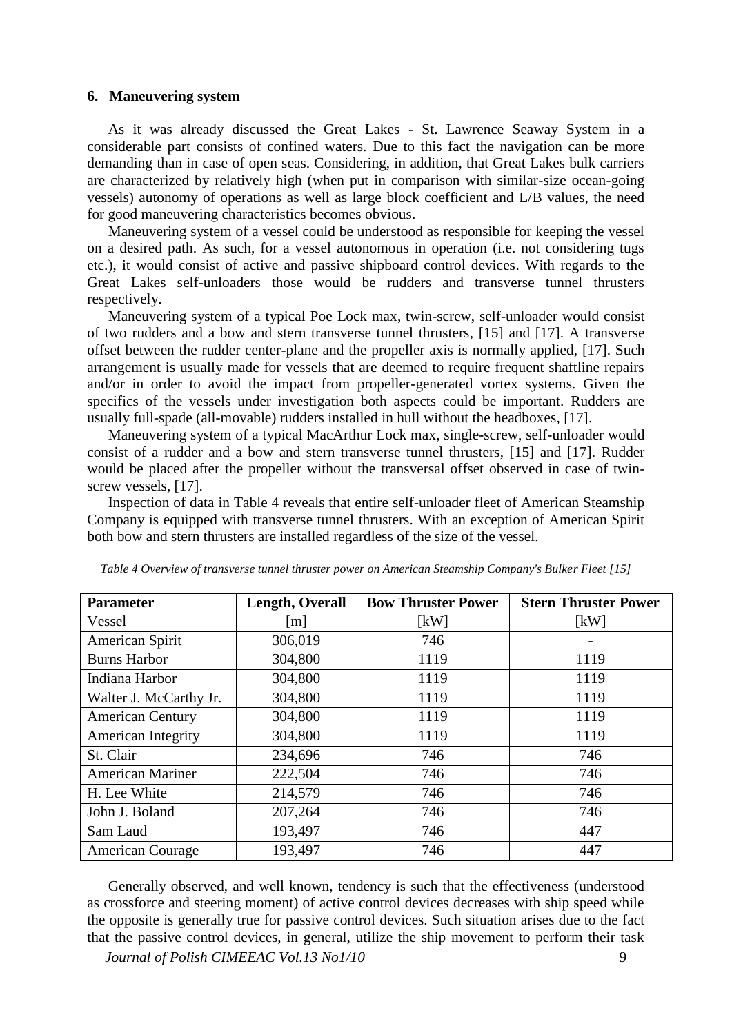## 6. Maneuvering system

As it was already discussed the Great Lakes - St. Lawrence Seaway System in a considerable part consists of confined waters. Due to this fact the navigation can be more demanding than in case of open seas. Considering, in addition, that Great Lakes bulk carriers are characterized by relatively high (when put in comparison with similar-size ocean-going vessels) autonomy of operations as well as large block coefficient and L/B values, the need for good maneuvering characteristics becomes obvious.

Maneuvering system of a vessel could be understood as responsible for keeping the vessel on a desired path. As such, for a vessel autonomous in operation (i.e. not considering tugs etc.), it would consist of active and passive shipboard control devices. With regards to the Great Lakes self-unloaders those would be rudders and transverse tunnel thrusters respectively.

Maneuvering system of a typical Poe Lock max, twin-screw, self-unloader would consist of two rudders and a bow and stern transverse tunnel thrusters, [15] and [17]. A transverse offset between the rudder center-plane and the propeller axis is normally applied, [17]. Such arrangement is usually made for vessels that are deemed to require frequent shaftline repairs and/or in order to avoid the impact from propeller-generated vortex systems. Given the specifics of the vessels under investigation both aspects could be important. Rudders are usually full-spade (all-movable) rudders installed in hull without the headboxes, [17].

Maneuvering system of a typical MacArthur Lock max, single-screw, self-unloader would consist of a rudder and a bow and stern transverse tunnel thrusters, [15] and [17]. Rudder would be placed after the propeller without the transversal offset observed in case of twin-screw vessels, [17].

Inspection of data in Table 4 reveals that entire self-unloader fleet of American Steamship Company is equipped with transverse tunnel thrusters. With an exception of American Spirit both bow and stern thrusters are installed regardless of the size of the vessel.

*Table 4 Overview of transverse tunnel thruster power on American Steamship Company's Bulker Fleet [15]*

| Parameter | Length, Overall | Bow Thruster Power | Stern Thruster Power |
|---|---|---|---|
| Vessel | [m] | [kW] | [kW] |
| American Spirit | 306,019 | 746 | - |
| Burns Harbor | 304,800 | 1119 | 1119 |
| Indiana Harbor | 304,800 | 1119 | 1119 |
| Walter J. McCarthy Jr. | 304,800 | 1119 | 1119 |
| American Century | 304,800 | 1119 | 1119 |
| American Integrity | 304,800 | 1119 | 1119 |
| St. Clair | 234,696 | 746 | 746 |
| American Mariner | 222,504 | 746 | 746 |
| H. Lee White | 214,579 | 746 | 746 |
| John J. Boland | 207,264 | 746 | 746 |
| Sam Laud | 193,497 | 746 | 447 |
| American Courage | 193,497 | 746 | 447 |

Generally observed, and well known, tendency is such that the effectiveness (understood as crossforce and steering moment) of active control devices decreases with ship speed while the opposite is generally true for passive control devices. Such situation arises due to the fact that the passive control devices, in general, utilize the ship movement to perform their task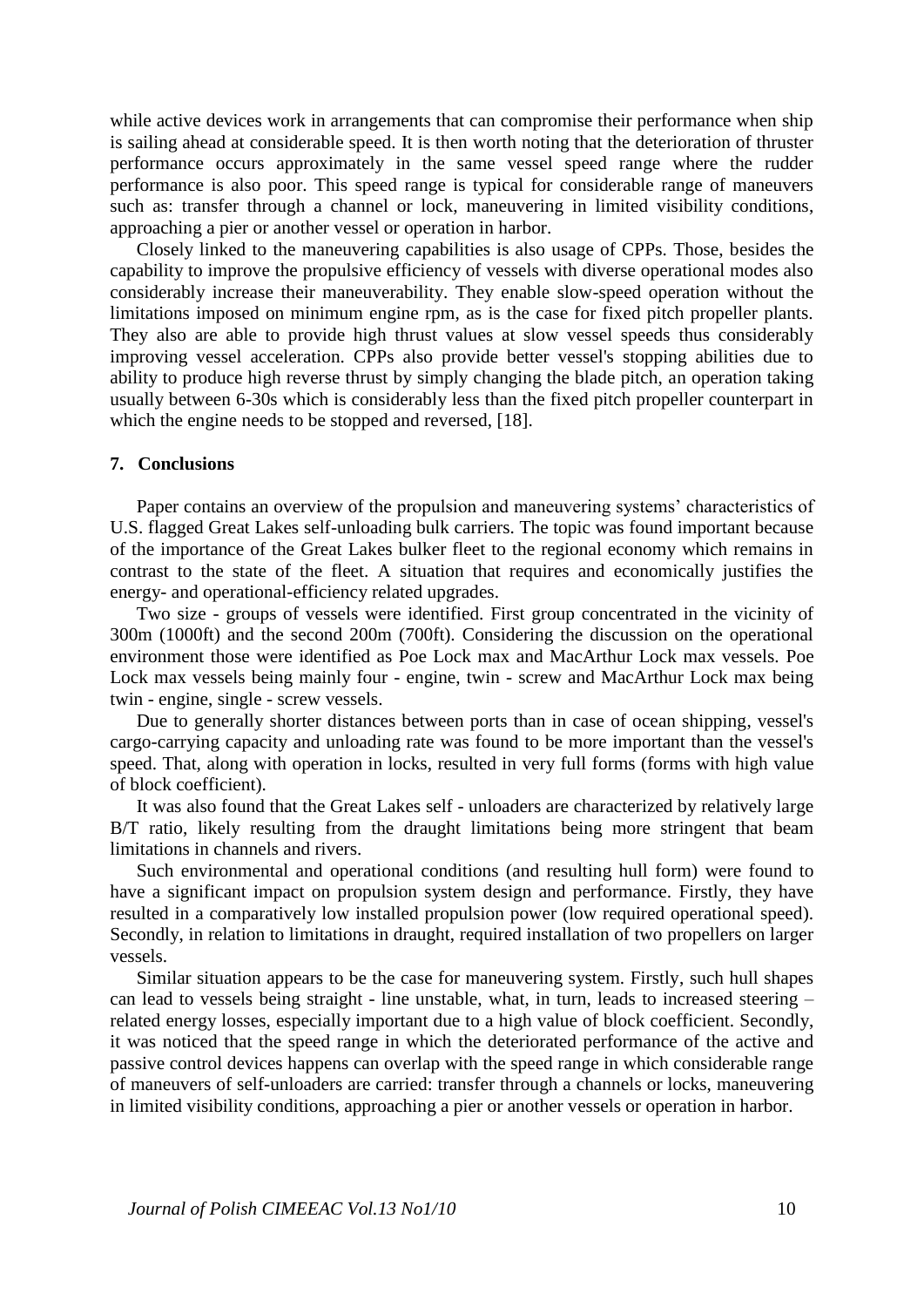while active devices work in arrangements that can compromise their performance when ship is sailing ahead at considerable speed. It is then worth noting that the deterioration of thruster performance occurs approximately in the same vessel speed range where the rudder performance is also poor. This speed range is typical for considerable range of maneuvers such as: transfer through a channel or lock, maneuvering in limited visibility conditions, approaching a pier or another vessel or operation in harbor.

Closely linked to the maneuvering capabilities is also usage of CPPs. Those, besides the capability to improve the propulsive efficiency of vessels with diverse operational modes also considerably increase their maneuverability. They enable slow-speed operation without the limitations imposed on minimum engine rpm, as is the case for fixed pitch propeller plants. They also are able to provide high thrust values at slow vessel speeds thus considerably improving vessel acceleration. CPPs also provide better vessel's stopping abilities due to ability to produce high reverse thrust by simply changing the blade pitch, an operation taking usually between 6-30s which is considerably less than the fixed pitch propeller counterpart in which the engine needs to be stopped and reversed, [18].

## 7. Conclusions

Paper contains an overview of the propulsion and maneuvering systems' characteristics of U.S. flagged Great Lakes self-unloading bulk carriers. The topic was found important because of the importance of the Great Lakes bulker fleet to the regional economy which remains in contrast to the state of the fleet. A situation that requires and economically justifies the energy- and operational-efficiency related upgrades.

Two size - groups of vessels were identified. First group concentrated in the vicinity of 300m (1000ft) and the second 200m (700ft). Considering the discussion on the operational environment those were identified as Poe Lock max and MacArthur Lock max vessels. Poe Lock max vessels being mainly four - engine, twin - screw and MacArthur Lock max being twin - engine, single - screw vessels.

Due to generally shorter distances between ports than in case of ocean shipping, vessel's cargo-carrying capacity and unloading rate was found to be more important than the vessel's speed. That, along with operation in locks, resulted in very full forms (forms with high value of block coefficient).

It was also found that the Great Lakes self - unloaders are characterized by relatively large B/T ratio, likely resulting from the draught limitations being more stringent that beam limitations in channels and rivers.

Such environmental and operational conditions (and resulting hull form) were found to have a significant impact on propulsion system design and performance. Firstly, they have resulted in a comparatively low installed propulsion power (low required operational speed). Secondly, in relation to limitations in draught, required installation of two propellers on larger vessels.

Similar situation appears to be the case for maneuvering system. Firstly, such hull shapes can lead to vessels being straight - line unstable, what, in turn, leads to increased steering – related energy losses, especially important due to a high value of block coefficient. Secondly, it was noticed that the speed range in which the deteriorated performance of the active and passive control devices happens can overlap with the speed range in which considerable range of maneuvers of self-unloaders are carried: transfer through a channels or locks, maneuvering in limited visibility conditions, approaching a pier or another vessels or operation in harbor.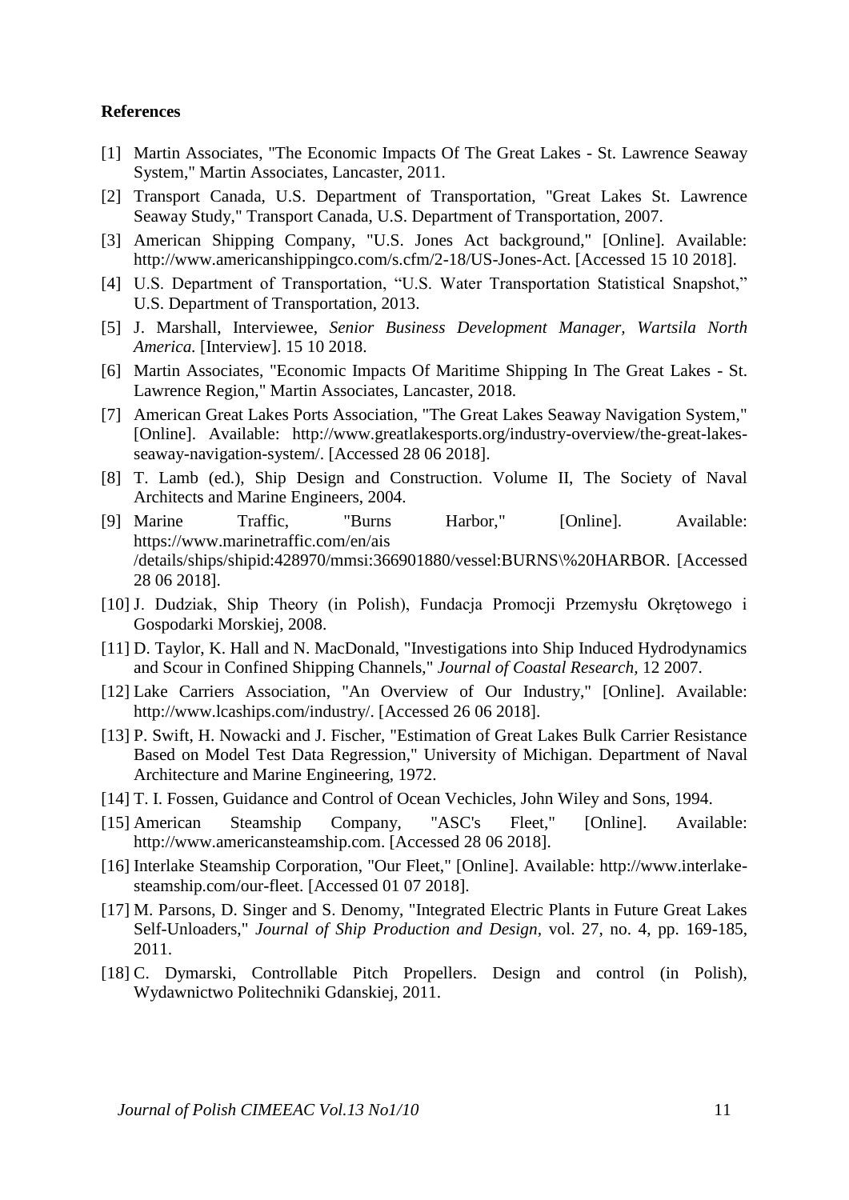**References**

[1] Martin Associates, "The Economic Impacts Of The Great Lakes - St. Lawrence Seaway System," Martin Associates, Lancaster, 2011.

[2] Transport Canada, U.S. Department of Transportation, "Great Lakes St. Lawrence Seaway Study," Transport Canada, U.S. Department of Transportation, 2007.

[3] American Shipping Company, "U.S. Jones Act background," [Online]. Available: http://www.americanshippingco.com/s.cfm/2-18/US-Jones-Act. [Accessed 15 10 2018].

[4] U.S. Department of Transportation, "U.S. Water Transportation Statistical Snapshot," U.S. Department of Transportation, 2013.

[5] J. Marshall, Interviewee, *Senior Business Development Manager, Wartsila North America.* [Interview]. 15 10 2018.

[6] Martin Associates, "Economic Impacts Of Maritime Shipping In The Great Lakes - St. Lawrence Region," Martin Associates, Lancaster, 2018.

[7] American Great Lakes Ports Association, "The Great Lakes Seaway Navigation System," [Online]. Available: http://www.greatlakesports.org/industry-overview/the-great-lakes-seaway-navigation-system/. [Accessed 28 06 2018].

[8] T. Lamb (ed.), Ship Design and Construction. Volume II, The Society of Naval Architects and Marine Engineers, 2004.

[9] Marine Traffic, "Burns Harbor," [Online]. Available: https://www.marinetraffic.com/en/ais /details/ships/shipid:428970/mmsi:366901880/vessel:BURNS\%20HARBOR. [Accessed 28 06 2018].

[10] J. Dudziak, Ship Theory (in Polish), Fundacja Promocji Przemysłu Okrętowego i Gospodarki Morskiej, 2008.

[11] D. Taylor, K. Hall and N. MacDonald, "Investigations into Ship Induced Hydrodynamics and Scour in Confined Shipping Channels," *Journal of Coastal Research*, 12 2007.

[12] Lake Carriers Association, "An Overview of Our Industry," [Online]. Available: http://www.lcaships.com/industry/. [Accessed 26 06 2018].

[13] P. Swift, H. Nowacki and J. Fischer, "Estimation of Great Lakes Bulk Carrier Resistance Based on Model Test Data Regression," University of Michigan. Department of Naval Architecture and Marine Engineering, 1972.

[14] T. I. Fossen, Guidance and Control of Ocean Vechicles, John Wiley and Sons, 1994.

[15] American Steamship Company, "ASC's Fleet," [Online]. Available: http://www.americansteamship.com. [Accessed 28 06 2018].

[16] Interlake Steamship Corporation, "Our Fleet," [Online]. Available: http://www.interlake-steamship.com/our-fleet. [Accessed 01 07 2018].

[17] M. Parsons, D. Singer and S. Denomy, "Integrated Electric Plants in Future Great Lakes Self-Unloaders," *Journal of Ship Production and Design*, vol. 27, no. 4, pp. 169-185, 2011.

[18] C. Dymarski, Controllable Pitch Propellers. Design and control (in Polish), Wydawnictwo Politechniki Gdanskiej, 2011.